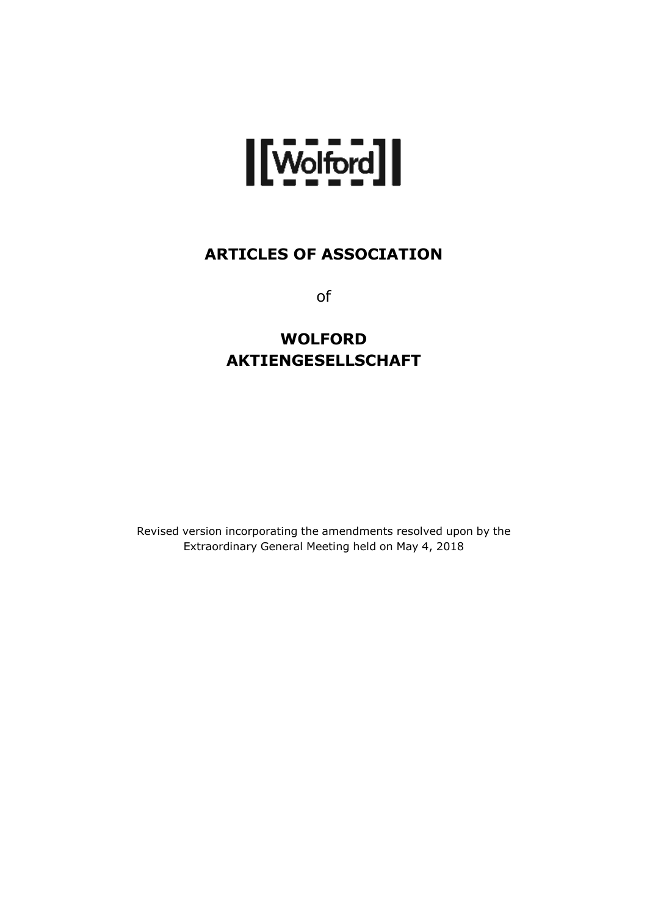# ARTICLES OF ASSOCIATION

of

# WOLFORD AKTIENGESELLSCHAFT

Revised version incorporating the amendments resolved upon by the Extraordinary General Meeting held on May 4, 2018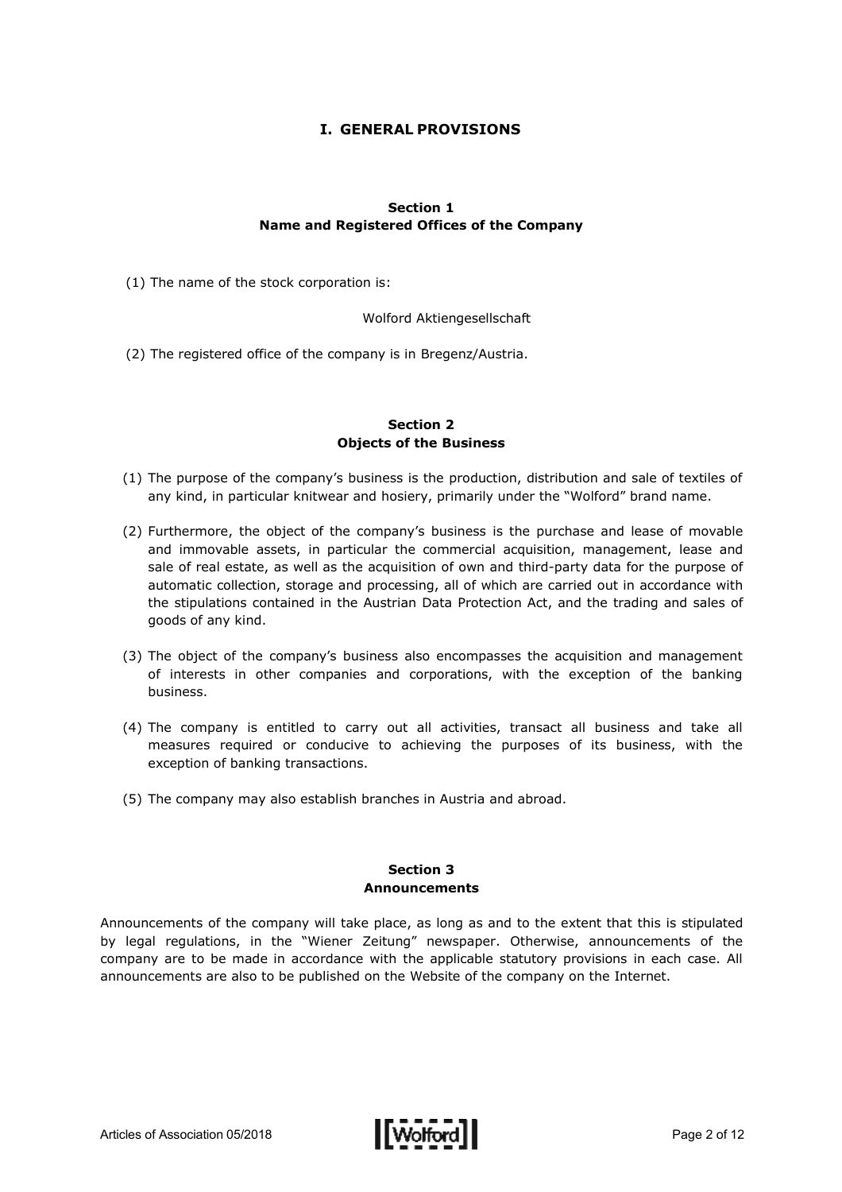# I. GENERAL PROVISIONS

## Section 1
## Name and Registered Offices of the Company

(1) The name of the stock corporation is:

Wolford Aktiengesellschaft

(2) The registered office of the company is in Bregenz/Austria.

## Section 2
## Objects of the Business

(1) The purpose of the company's business is the production, distribution and sale of textiles of any kind, in particular knitwear and hosiery, primarily under the "Wolford" brand name.

(2) Furthermore, the object of the company's business is the purchase and lease of movable and immovable assets, in particular the commercial acquisition, management, lease and sale of real estate, as well as the acquisition of own and third-party data for the purpose of automatic collection, storage and processing, all of which are carried out in accordance with the stipulations contained in the Austrian Data Protection Act, and the trading and sales of goods of any kind.

(3) The object of the company's business also encompasses the acquisition and management of interests in other companies and corporations, with the exception of the banking business.

(4) The company is entitled to carry out all activities, transact all business and take all measures required or conducive to achieving the purposes of its business, with the exception of banking transactions.

(5) The company may also establish branches in Austria and abroad.

## Section 3
## Announcements

Announcements of the company will take place, as long as and to the extent that this is stipulated by legal regulations, in the "Wiener Zeitung" newspaper. Otherwise, announcements of the company are to be made in accordance with the applicable statutory provisions in each case. All announcements are also to be published on the Website of the company on the Internet.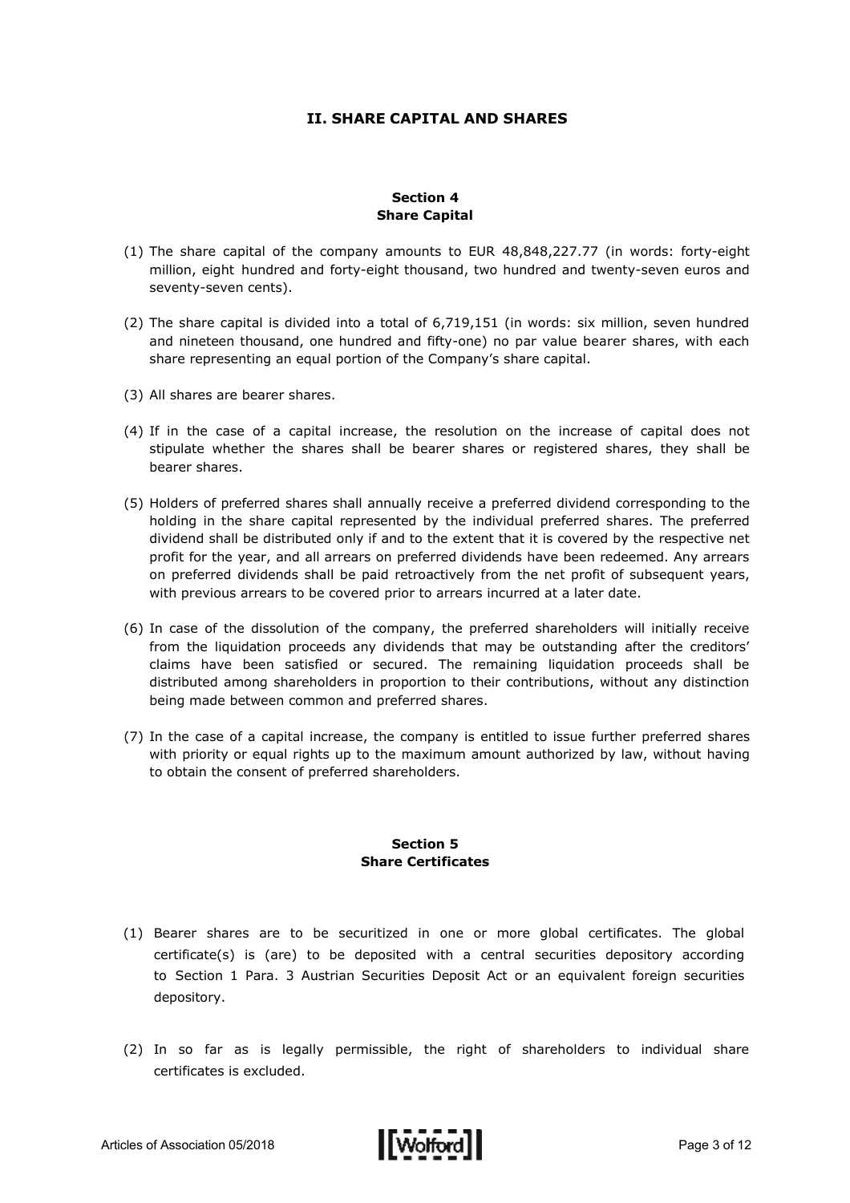## II. SHARE CAPITAL AND SHARES

### Section 4
### Share Capital

(1) The share capital of the company amounts to EUR 48,848,227.77 (in words: forty-eight million, eight hundred and forty-eight thousand, two hundred and twenty-seven euros and seventy-seven cents).

(2) The share capital is divided into a total of 6,719,151 (in words: six million, seven hundred and nineteen thousand, one hundred and fifty-one) no par value bearer shares, with each share representing an equal portion of the Company's share capital.

(3) All shares are bearer shares.

(4) If in the case of a capital increase, the resolution on the increase of capital does not stipulate whether the shares shall be bearer shares or registered shares, they shall be bearer shares.

(5) Holders of preferred shares shall annually receive a preferred dividend corresponding to the holding in the share capital represented by the individual preferred shares. The preferred dividend shall be distributed only if and to the extent that it is covered by the respective net profit for the year, and all arrears on preferred dividends have been redeemed. Any arrears on preferred dividends shall be paid retroactively from the net profit of subsequent years, with previous arrears to be covered prior to arrears incurred at a later date.

(6) In case of the dissolution of the company, the preferred shareholders will initially receive from the liquidation proceeds any dividends that may be outstanding after the creditors' claims have been satisfied or secured. The remaining liquidation proceeds shall be distributed among shareholders in proportion to their contributions, without any distinction being made between common and preferred shares.

(7) In the case of a capital increase, the company is entitled to issue further preferred shares with priority or equal rights up to the maximum amount authorized by law, without having to obtain the consent of preferred shareholders.

### Section 5
### Share Certificates

(1) Bearer shares are to be securitized in one or more global certificates. The global certificate(s) is (are) to be deposited with a central securities depository according to Section 1 Para. 3 Austrian Securities Deposit Act or an equivalent foreign securities depository.

(2) In so far as is legally permissible, the right of shareholders to individual share certificates is excluded.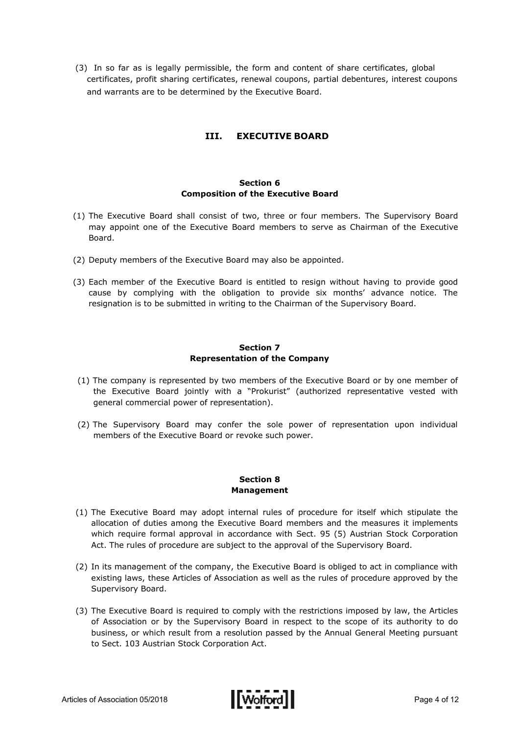(3) In so far as is legally permissible, the form and content of share certificates, global certificates, profit sharing certificates, renewal coupons, partial debentures, interest coupons and warrants are to be determined by the Executive Board.

## III. EXECUTIVE BOARD

### Section 6
### Composition of the Executive Board

(1) The Executive Board shall consist of two, three or four members. The Supervisory Board may appoint one of the Executive Board members to serve as Chairman of the Executive Board.

(2) Deputy members of the Executive Board may also be appointed.

(3) Each member of the Executive Board is entitled to resign without having to provide good cause by complying with the obligation to provide six months' advance notice. The resignation is to be submitted in writing to the Chairman of the Supervisory Board.

### Section 7
### Representation of the Company

(1) The company is represented by two members of the Executive Board or by one member of the Executive Board jointly with a "Prokurist" (authorized representative vested with general commercial power of representation).

(2) The Supervisory Board may confer the sole power of representation upon individual members of the Executive Board or revoke such power.

### Section 8
### Management

(1) The Executive Board may adopt internal rules of procedure for itself which stipulate the allocation of duties among the Executive Board members and the measures it implements which require formal approval in accordance with Sect. 95 (5) Austrian Stock Corporation Act. The rules of procedure are subject to the approval of the Supervisory Board.

(2) In its management of the company, the Executive Board is obliged to act in compliance with existing laws, these Articles of Association as well as the rules of procedure approved by the Supervisory Board.

(3) The Executive Board is required to comply with the restrictions imposed by law, the Articles of Association or by the Supervisory Board in respect to the scope of its authority to do business, or which result from a resolution passed by the Annual General Meeting pursuant to Sect. 103 Austrian Stock Corporation Act.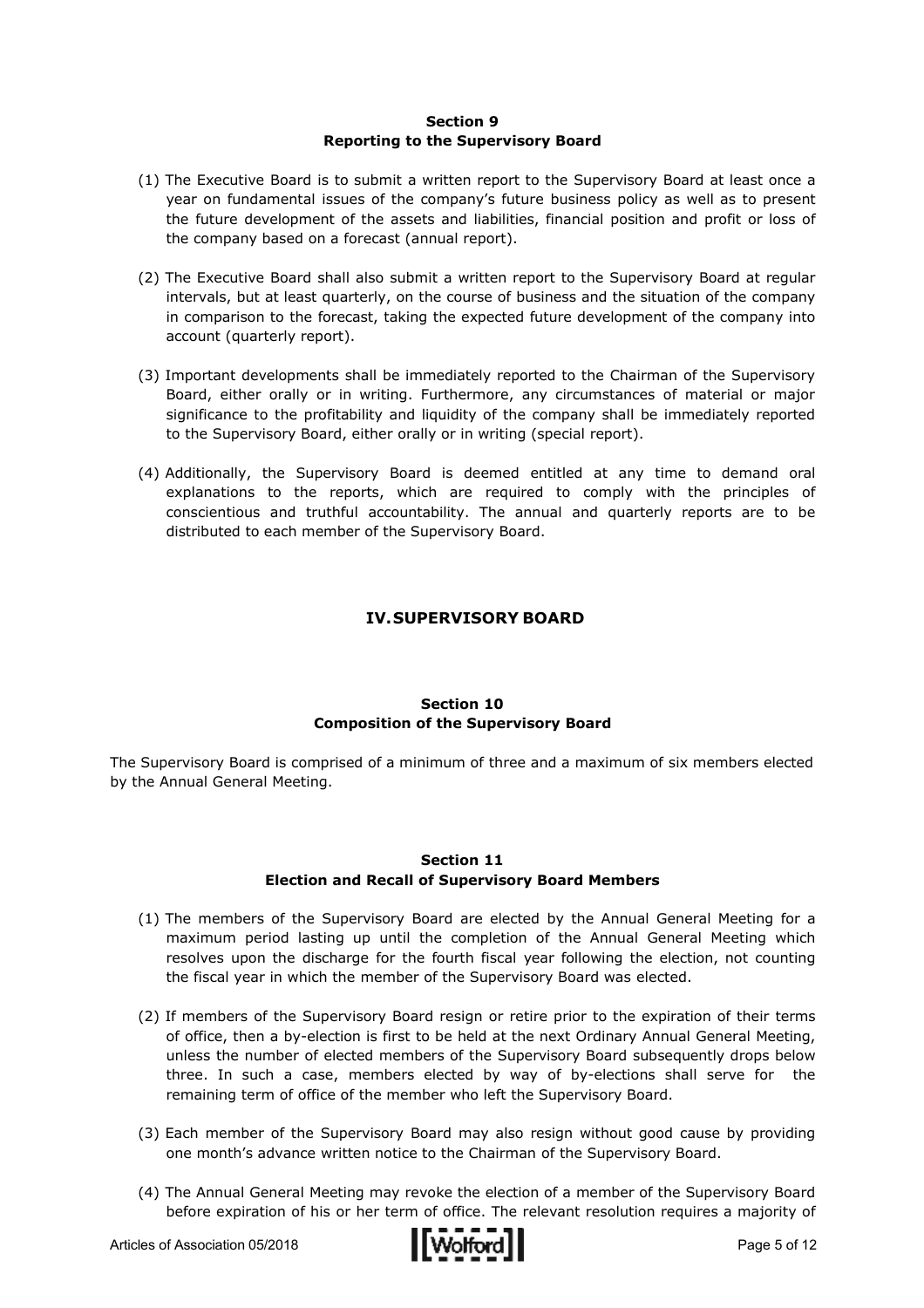### Section 9
### Reporting to the Supervisory Board

(1) The Executive Board is to submit a written report to the Supervisory Board at least once a year on fundamental issues of the company's future business policy as well as to present the future development of the assets and liabilities, financial position and profit or loss of the company based on a forecast (annual report).

(2) The Executive Board shall also submit a written report to the Supervisory Board at regular intervals, but at least quarterly, on the course of business and the situation of the company in comparison to the forecast, taking the expected future development of the company into account (quarterly report).

(3) Important developments shall be immediately reported to the Chairman of the Supervisory Board, either orally or in writing. Furthermore, any circumstances of material or major significance to the profitability and liquidity of the company shall be immediately reported to the Supervisory Board, either orally or in writing (special report).

(4) Additionally, the Supervisory Board is deemed entitled at any time to demand oral explanations to the reports, which are required to comply with the principles of conscientious and truthful accountability. The annual and quarterly reports are to be distributed to each member of the Supervisory Board.

## IV. SUPERVISORY BOARD

### Section 10
### Composition of the Supervisory Board

The Supervisory Board is comprised of a minimum of three and a maximum of six members elected by the Annual General Meeting.

### Section 11
### Election and Recall of Supervisory Board Members

(1) The members of the Supervisory Board are elected by the Annual General Meeting for a maximum period lasting up until the completion of the Annual General Meeting which resolves upon the discharge for the fourth fiscal year following the election, not counting the fiscal year in which the member of the Supervisory Board was elected.

(2) If members of the Supervisory Board resign or retire prior to the expiration of their terms of office, then a by-election is first to be held at the next Ordinary Annual General Meeting, unless the number of elected members of the Supervisory Board subsequently drops below three. In such a case, members elected by way of by-elections shall serve for the remaining term of office of the member who left the Supervisory Board.

(3) Each member of the Supervisory Board may also resign without good cause by providing one month's advance written notice to the Chairman of the Supervisory Board.

(4) The Annual General Meeting may revoke the election of a member of the Supervisory Board before expiration of his or her term of office. The relevant resolution requires a majority of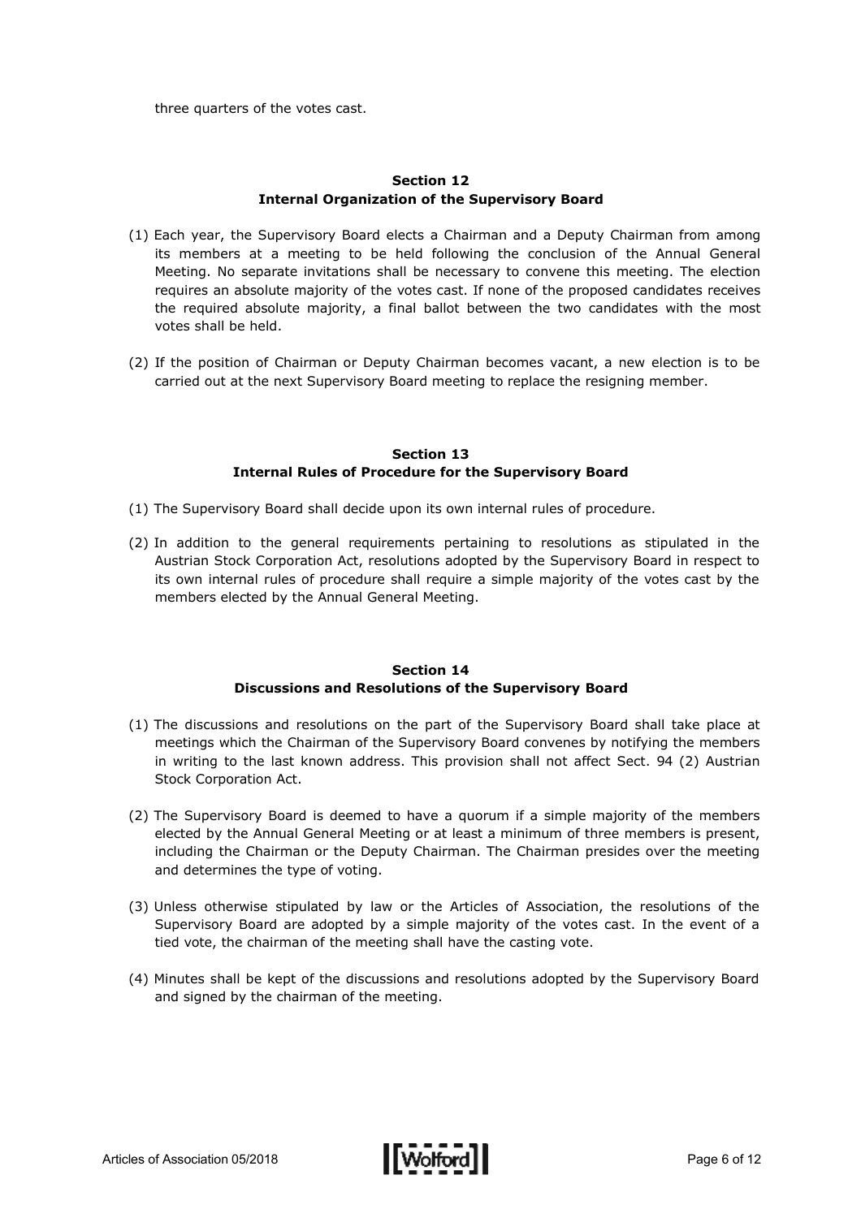three quarters of the votes cast.

## Section 12
## Internal Organization of the Supervisory Board

(1) Each year, the Supervisory Board elects a Chairman and a Deputy Chairman from among its members at a meeting to be held following the conclusion of the Annual General Meeting. No separate invitations shall be necessary to convene this meeting. The election requires an absolute majority of the votes cast. If none of the proposed candidates receives the required absolute majority, a final ballot between the two candidates with the most votes shall be held.

(2) If the position of Chairman or Deputy Chairman becomes vacant, a new election is to be carried out at the next Supervisory Board meeting to replace the resigning member.

## Section 13
## Internal Rules of Procedure for the Supervisory Board

(1) The Supervisory Board shall decide upon its own internal rules of procedure.

(2) In addition to the general requirements pertaining to resolutions as stipulated in the Austrian Stock Corporation Act, resolutions adopted by the Supervisory Board in respect to its own internal rules of procedure shall require a simple majority of the votes cast by the members elected by the Annual General Meeting.

## Section 14
## Discussions and Resolutions of the Supervisory Board

(1) The discussions and resolutions on the part of the Supervisory Board shall take place at meetings which the Chairman of the Supervisory Board convenes by notifying the members in writing to the last known address. This provision shall not affect Sect. 94 (2) Austrian Stock Corporation Act.

(2) The Supervisory Board is deemed to have a quorum if a simple majority of the members elected by the Annual General Meeting or at least a minimum of three members is present, including the Chairman or the Deputy Chairman. The Chairman presides over the meeting and determines the type of voting.

(3) Unless otherwise stipulated by law or the Articles of Association, the resolutions of the Supervisory Board are adopted by a simple majority of the votes cast. In the event of a tied vote, the chairman of the meeting shall have the casting vote.

(4) Minutes shall be kept of the discussions and resolutions adopted by the Supervisory Board and signed by the chairman of the meeting.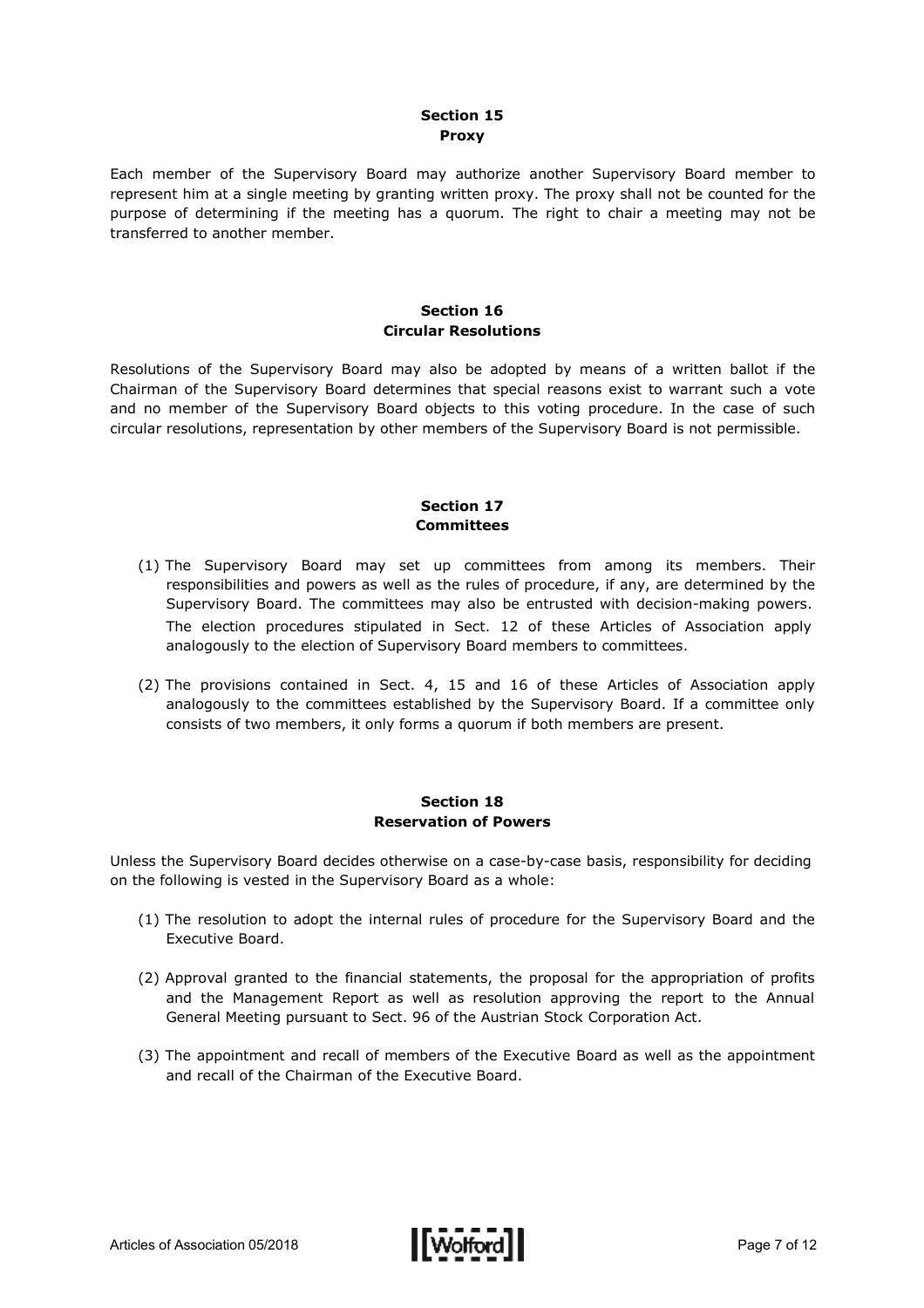## Section 15
## Proxy

Each member of the Supervisory Board may authorize another Supervisory Board member to represent him at a single meeting by granting written proxy. The proxy shall not be counted for the purpose of determining if the meeting has a quorum. The right to chair a meeting may not be transferred to another member.

## Section 16
## Circular Resolutions

Resolutions of the Supervisory Board may also be adopted by means of a written ballot if the Chairman of the Supervisory Board determines that special reasons exist to warrant such a vote and no member of the Supervisory Board objects to this voting procedure. In the case of such circular resolutions, representation by other members of the Supervisory Board is not permissible.

## Section 17
## Committees

(1) The Supervisory Board may set up committees from among its members. Their responsibilities and powers as well as the rules of procedure, if any, are determined by the Supervisory Board. The committees may also be entrusted with decision-making powers. The election procedures stipulated in Sect. 12 of these Articles of Association apply analogously to the election of Supervisory Board members to committees.

(2) The provisions contained in Sect. 4, 15 and 16 of these Articles of Association apply analogously to the committees established by the Supervisory Board. If a committee only consists of two members, it only forms a quorum if both members are present.

## Section 18
## Reservation of Powers

Unless the Supervisory Board decides otherwise on a case-by-case basis, responsibility for deciding on the following is vested in the Supervisory Board as a whole:

(1) The resolution to adopt the internal rules of procedure for the Supervisory Board and the Executive Board.

(2) Approval granted to the financial statements, the proposal for the appropriation of profits and the Management Report as well as resolution approving the report to the Annual General Meeting pursuant to Sect. 96 of the Austrian Stock Corporation Act.

(3) The appointment and recall of members of the Executive Board as well as the appointment and recall of the Chairman of the Executive Board.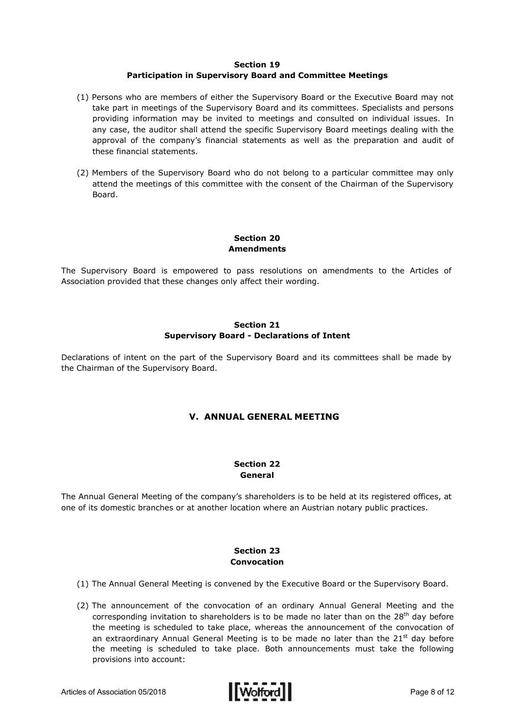### Section 19
### Participation in Supervisory Board and Committee Meetings

(1) Persons who are members of either the Supervisory Board or the Executive Board may not take part in meetings of the Supervisory Board and its committees. Specialists and persons providing information may be invited to meetings and consulted on individual issues. In any case, the auditor shall attend the specific Supervisory Board meetings dealing with the approval of the company's financial statements as well as the preparation and audit of these financial statements.

(2) Members of the Supervisory Board who do not belong to a particular committee may only attend the meetings of this committee with the consent of the Chairman of the Supervisory Board.

### Section 20
### Amendments

The Supervisory Board is empowered to pass resolutions on amendments to the Articles of Association provided that these changes only affect their wording.

### Section 21
### Supervisory Board - Declarations of Intent

Declarations of intent on the part of the Supervisory Board and its committees shall be made by the Chairman of the Supervisory Board.

## V. ANNUAL GENERAL MEETING

### Section 22
### General

The Annual General Meeting of the company's shareholders is to be held at its registered offices, at one of its domestic branches or at another location where an Austrian notary public practices.

### Section 23
### Convocation

(1) The Annual General Meeting is convened by the Executive Board or the Supervisory Board.

(2) The announcement of the convocation of an ordinary Annual General Meeting and the corresponding invitation to shareholders is to be made no later than on the 28th day before the meeting is scheduled to take place, whereas the announcement of the convocation of an extraordinary Annual General Meeting is to be made no later than the 21st day before the meeting is scheduled to take place. Both announcements must take the following provisions into account: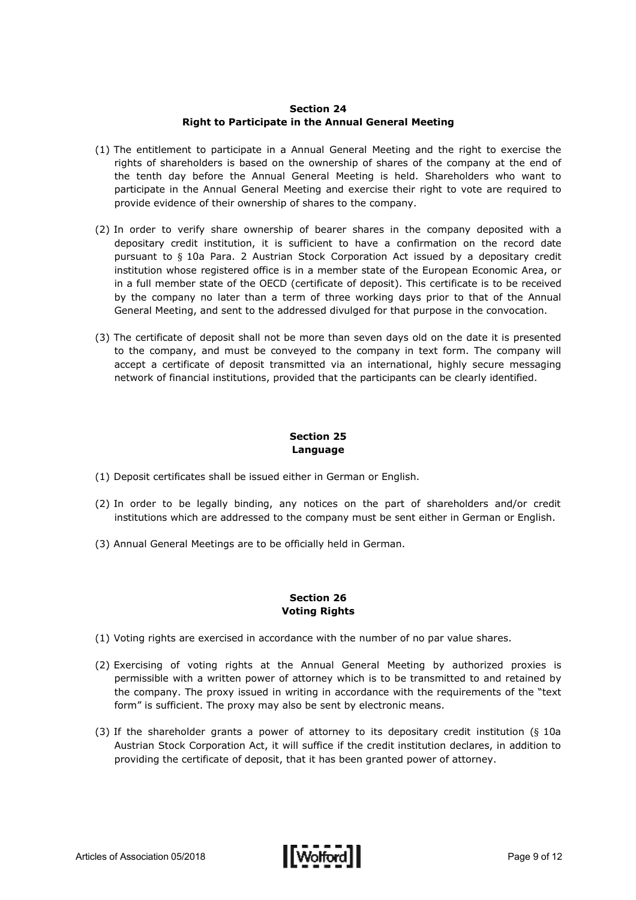## Section 24
## Right to Participate in the Annual General Meeting

(1) The entitlement to participate in a Annual General Meeting and the right to exercise the rights of shareholders is based on the ownership of shares of the company at the end of the tenth day before the Annual General Meeting is held. Shareholders who want to participate in the Annual General Meeting and exercise their right to vote are required to provide evidence of their ownership of shares to the company.

(2) In order to verify share ownership of bearer shares in the company deposited with a depositary credit institution, it is sufficient to have a confirmation on the record date pursuant to § 10a Para. 2 Austrian Stock Corporation Act issued by a depositary credit institution whose registered office is in a member state of the European Economic Area, or in a full member state of the OECD (certificate of deposit). This certificate is to be received by the company no later than a term of three working days prior to that of the Annual General Meeting, and sent to the addressed divulged for that purpose in the convocation.

(3) The certificate of deposit shall not be more than seven days old on the date it is presented to the company, and must be conveyed to the company in text form. The company will accept a certificate of deposit transmitted via an international, highly secure messaging network of financial institutions, provided that the participants can be clearly identified.

## Section 25
## Language

(1) Deposit certificates shall be issued either in German or English.

(2) In order to be legally binding, any notices on the part of shareholders and/or credit institutions which are addressed to the company must be sent either in German or English.

(3) Annual General Meetings are to be officially held in German.

## Section 26
## Voting Rights

(1) Voting rights are exercised in accordance with the number of no par value shares.

(2) Exercising of voting rights at the Annual General Meeting by authorized proxies is permissible with a written power of attorney which is to be transmitted to and retained by the company. The proxy issued in writing in accordance with the requirements of the "text form" is sufficient. The proxy may also be sent by electronic means.

(3) If the shareholder grants a power of attorney to its depositary credit institution (§ 10a Austrian Stock Corporation Act, it will suffice if the credit institution declares, in addition to providing the certificate of deposit, that it has been granted power of attorney.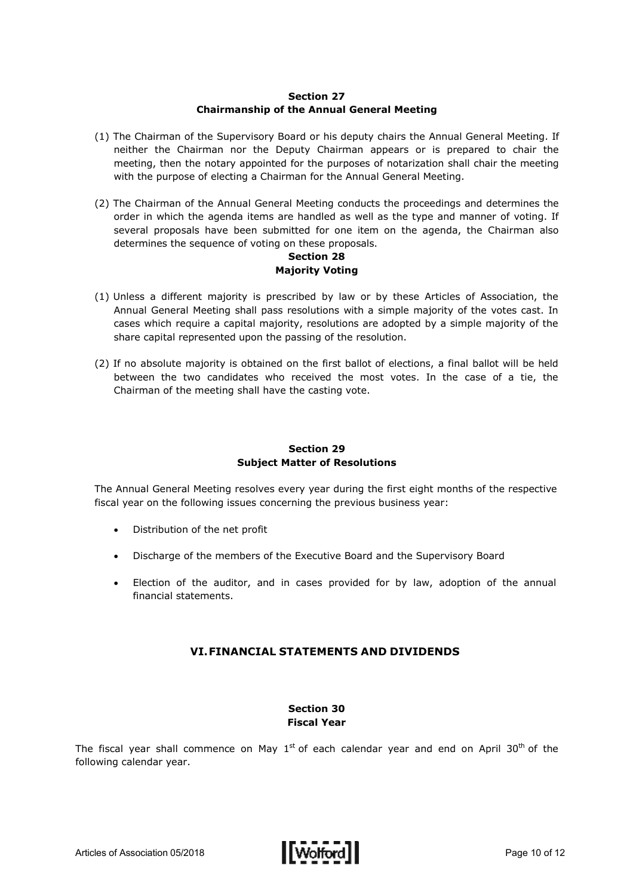### Section 27
### Chairmanship of the Annual General Meeting

(1) The Chairman of the Supervisory Board or his deputy chairs the Annual General Meeting. If neither the Chairman nor the Deputy Chairman appears or is prepared to chair the meeting, then the notary appointed for the purposes of notarization shall chair the meeting with the purpose of electing a Chairman for the Annual General Meeting.

(2) The Chairman of the Annual General Meeting conducts the proceedings and determines the order in which the agenda items are handled as well as the type and manner of voting. If several proposals have been submitted for one item on the agenda, the Chairman also determines the sequence of voting on these proposals.

### Section 28
### Majority Voting

(1) Unless a different majority is prescribed by law or by these Articles of Association, the Annual General Meeting shall pass resolutions with a simple majority of the votes cast. In cases which require a capital majority, resolutions are adopted by a simple majority of the share capital represented upon the passing of the resolution.

(2) If no absolute majority is obtained on the first ballot of elections, a final ballot will be held between the two candidates who received the most votes. In the case of a tie, the Chairman of the meeting shall have the casting vote.

### Section 29
### Subject Matter of Resolutions

The Annual General Meeting resolves every year during the first eight months of the respective fiscal year on the following issues concerning the previous business year:

- Distribution of the net profit
- Discharge of the members of the Executive Board and the Supervisory Board
- Election of the auditor, and in cases provided for by law, adoption of the annual financial statements.

## VI. FINANCIAL STATEMENTS AND DIVIDENDS

### Section 30
### Fiscal Year

The fiscal year shall commence on May 1st of each calendar year and end on April 30th of the following calendar year.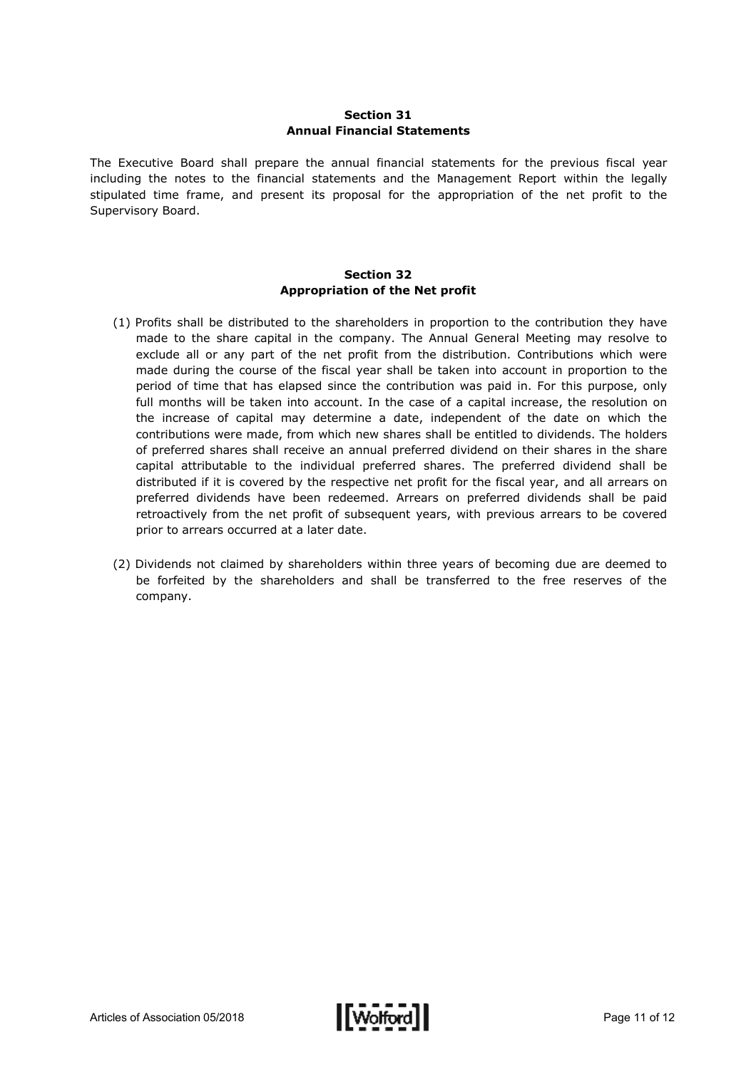## Section 31
## Annual Financial Statements

The Executive Board shall prepare the annual financial statements for the previous fiscal year including the notes to the financial statements and the Management Report within the legally stipulated time frame, and present its proposal for the appropriation of the net profit to the Supervisory Board.

## Section 32
## Appropriation of the Net profit

(1) Profits shall be distributed to the shareholders in proportion to the contribution they have made to the share capital in the company. The Annual General Meeting may resolve to exclude all or any part of the net profit from the distribution. Contributions which were made during the course of the fiscal year shall be taken into account in proportion to the period of time that has elapsed since the contribution was paid in. For this purpose, only full months will be taken into account. In the case of a capital increase, the resolution on the increase of capital may determine a date, independent of the date on which the contributions were made, from which new shares shall be entitled to dividends. The holders of preferred shares shall receive an annual preferred dividend on their shares in the share capital attributable to the individual preferred shares. The preferred dividend shall be distributed if it is covered by the respective net profit for the fiscal year, and all arrears on preferred dividends have been redeemed. Arrears on preferred dividends shall be paid retroactively from the net profit of subsequent years, with previous arrears to be covered prior to arrears occurred at a later date.

(2) Dividends not claimed by shareholders within three years of becoming due are deemed to be forfeited by the shareholders and shall be transferred to the free reserves of the company.